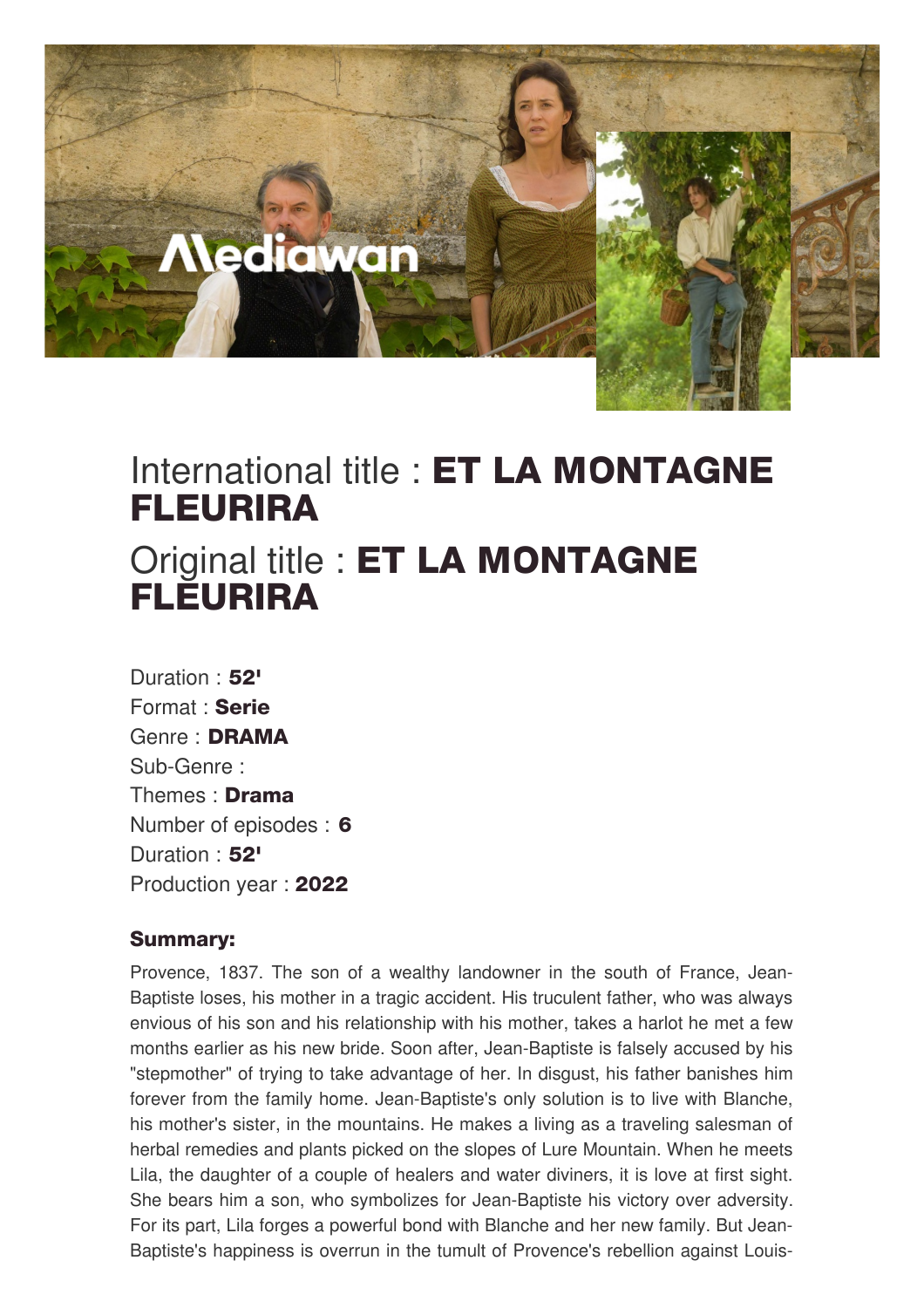Mediawan

# International title : **ET LA MONTAGNE FLEURIRA**

# Original title : **ET LA MONTAGNE FLEURIRA**

Duration : **52'**
Format : **Serie**
Genre : **DRAMA**
Sub-Genre :
Themes : **Drama**
Number of episodes : **6**
Duration : **52'**
Production year : **2022**

### Summary:

Provence, 1837. The son of a wealthy landowner in the south of France, Jean-Baptiste loses, his mother in a tragic accident. His truculent father, who was always envious of his son and his relationship with his mother, takes a harlot he met a few months earlier as his new bride. Soon after, Jean-Baptiste is falsely accused by his "stepmother" of trying to take advantage of her. In disgust, his father banishes him forever from the family home. Jean-Baptiste's only solution is to live with Blanche, his mother's sister, in the mountains. He makes a living as a traveling salesman of herbal remedies and plants picked on the slopes of Lure Mountain. When he meets Lila, the daughter of a couple of healers and water diviners, it is love at first sight. She bears him a son, who symbolizes for Jean-Baptiste his victory over adversity. For its part, Lila forges a powerful bond with Blanche and her new family. But Jean-Baptiste's happiness is overrun in the tumult of Provence's rebellion against Louis-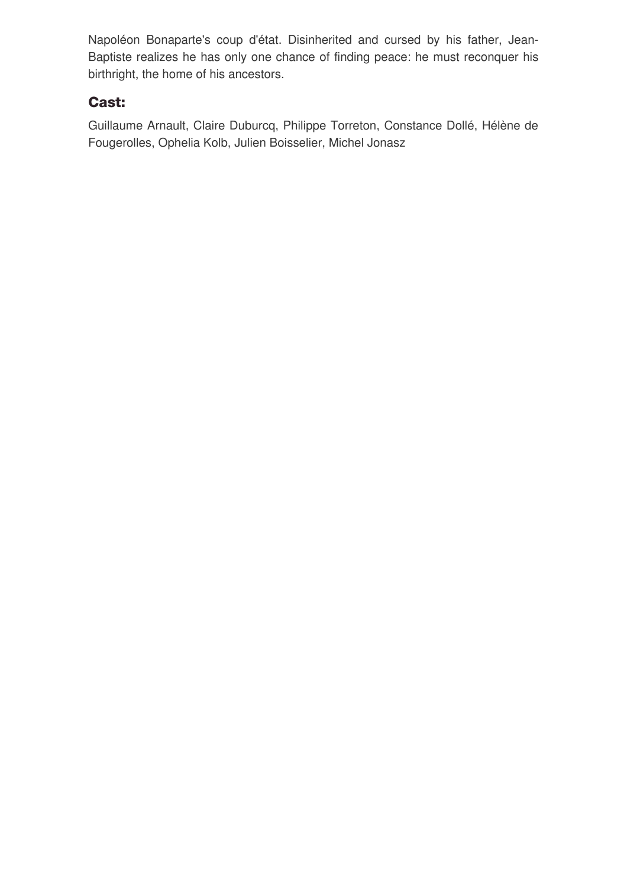Napoléon Bonaparte's coup d'état. Disinherited and cursed by his father, Jean-Baptiste realizes he has only one chance of finding peace: he must reconquer his birthright, the home of his ancestors.

### Cast:

Guillaume Arnault, Claire Duburcq, Philippe Torreton, Constance Dollé, Hélène de Fougerolles, Ophelia Kolb, Julien Boisselier, Michel Jonasz